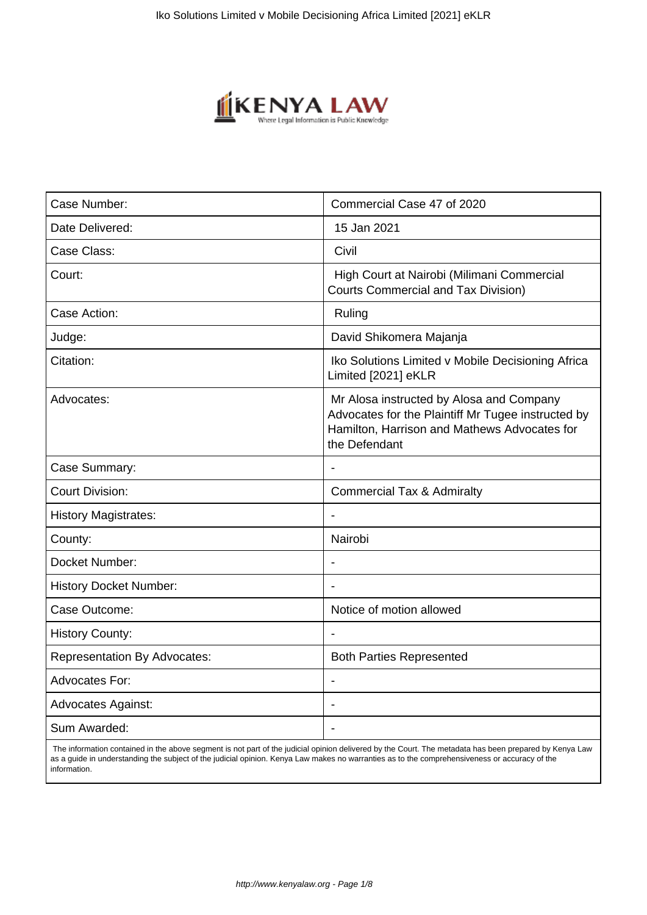| Case Number: | Commercial Case 47 of 2020 |
|---|---|
| Date Delivered: | 15 Jan 2021 |
| Case Class: | Civil |
| Court: | High Court at Nairobi (Milimani Commercial Courts Commercial and Tax Division) |
| Case Action: | Ruling |
| Judge: | David Shikomera Majanja |
| Citation: | Iko Solutions Limited v Mobile Decisioning Africa Limited [2021] eKLR |
| Advocates: | Mr Alosa instructed by Alosa and Company Advocates for the Plaintiff Mr Tugee instructed by Hamilton, Harrison and Mathews Advocates for the Defendant |
| Case Summary: | - |
| Court Division: | Commercial Tax & Admiralty |
| History Magistrates: | - |
| County: | Nairobi |
| Docket Number: | - |
| History Docket Number: | - |
| Case Outcome: | Notice of motion allowed |
| History County: | - |
| Representation By Advocates: | Both Parties Represented |
| Advocates For: | - |
| Advocates Against: | - |
| Sum Awarded: | - |

The information contained in the above segment is not part of the judicial opinion delivered by the Court. The metadata has been prepared by Kenya Law as a guide in understanding the subject of the judicial opinion. Kenya Law makes no warranties as to the comprehensiveness or accuracy of the information.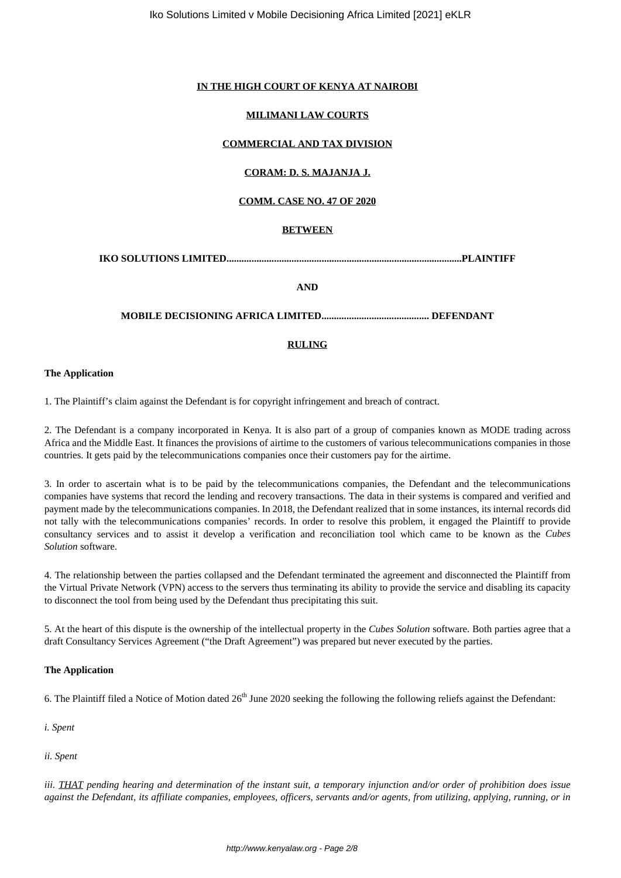**IN THE HIGH COURT OF KENYA AT NAIROBI**

**MILIMANI LAW COURTS**

**COMMERCIAL AND TAX DIVISION**

**CORAM: D. S. MAJANJA J.**

**COMM. CASE NO. 47 OF 2020**

**BETWEEN**

**IKO SOLUTIONS LIMITED.............................................................................................PLAINTIFF**

**AND**

**MOBILE DECISIONING AFRICA LIMITED.......................................... DEFENDANT**

**RULING**

**The Application**

1. The Plaintiff's claim against the Defendant is for copyright infringement and breach of contract.

2. The Defendant is a company incorporated in Kenya. It is also part of a group of companies known as MODE trading across Africa and the Middle East. It finances the provisions of airtime to the customers of various telecommunications companies in those countries. It gets paid by the telecommunications companies once their customers pay for the airtime.

3. In order to ascertain what is to be paid by the telecommunications companies, the Defendant and the telecommunications companies have systems that record the lending and recovery transactions. The data in their systems is compared and verified and payment made by the telecommunications companies. In 2018, the Defendant realized that in some instances, its internal records did not tally with the telecommunications companies' records. In order to resolve this problem, it engaged the Plaintiff to provide consultancy services and to assist it develop a verification and reconciliation tool which came to be known as the *Cubes Solution* software.

4. The relationship between the parties collapsed and the Defendant terminated the agreement and disconnected the Plaintiff from the Virtual Private Network (VPN) access to the servers thus terminating its ability to provide the service and disabling its capacity to disconnect the tool from being used by the Defendant thus precipitating this suit.

5. At the heart of this dispute is the ownership of the intellectual property in the *Cubes Solution* software. Both parties agree that a draft Consultancy Services Agreement ("the Draft Agreement") was prepared but never executed by the parties.

**The Application**

6. The Plaintiff filed a Notice of Motion dated 26th June 2020 seeking the following the following reliefs against the Defendant:

*i. Spent*

*ii. Spent*

*iii. THAT pending hearing and determination of the instant suit, a temporary injunction and/or order of prohibition does issue against the Defendant, its affiliate companies, employees, officers, servants and/or agents, from utilizing, applying, running, or in*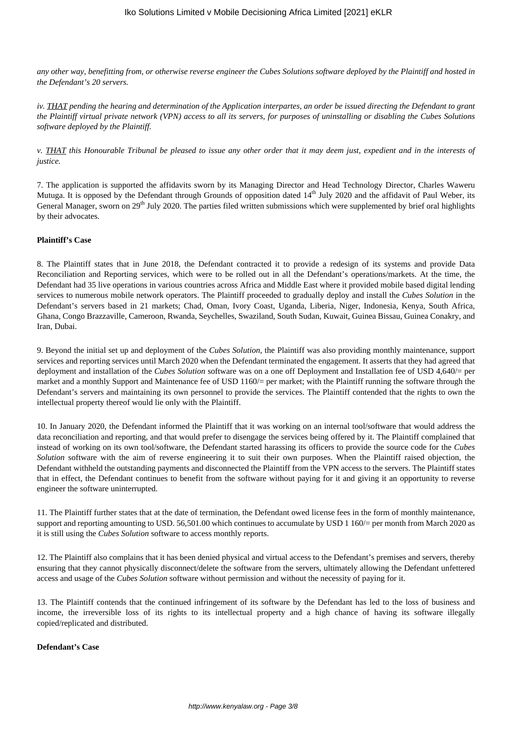*any other way, benefitting from, or otherwise reverse engineer the Cubes Solutions software deployed by the Plaintiff and hosted in the Defendant's 20 servers.*

*iv. THAT pending the hearing and determination of the Application interpartes, an order be issued directing the Defendant to grant the Plaintiff virtual private network (VPN) access to all its servers, for purposes of uninstalling or disabling the Cubes Solutions software deployed by the Plaintiff.*

*v. THAT this Honourable Tribunal be pleased to issue any other order that it may deem just, expedient and in the interests of justice.*

7. The application is supported the affidavits sworn by its Managing Director and Head Technology Director, Charles Waweru Mutuga. It is opposed by the Defendant through Grounds of opposition dated 14th July 2020 and the affidavit of Paul Weber, its General Manager, sworn on 29th July 2020. The parties filed written submissions which were supplemented by brief oral highlights by their advocates.

**Plaintiff's Case**

8. The Plaintiff states that in June 2018, the Defendant contracted it to provide a redesign of its systems and provide Data Reconciliation and Reporting services, which were to be rolled out in all the Defendant's operations/markets. At the time, the Defendant had 35 live operations in various countries across Africa and Middle East where it provided mobile based digital lending services to numerous mobile network operators. The Plaintiff proceeded to gradually deploy and install the *Cubes Solution* in the Defendant's servers based in 21 markets; Chad, Oman, Ivory Coast, Uganda, Liberia, Niger, Indonesia, Kenya, South Africa, Ghana, Congo Brazzaville, Cameroon, Rwanda, Seychelles, Swaziland, South Sudan, Kuwait, Guinea Bissau, Guinea Conakry, and Iran, Dubai.

9. Beyond the initial set up and deployment of the *Cubes Solution*, the Plaintiff was also providing monthly maintenance, support services and reporting services until March 2020 when the Defendant terminated the engagement. It asserts that they had agreed that deployment and installation of the *Cubes Solution* software was on a one off Deployment and Installation fee of USD 4,640/= per market and a monthly Support and Maintenance fee of USD 1160/= per market; with the Plaintiff running the software through the Defendant's servers and maintaining its own personnel to provide the services. The Plaintiff contended that the rights to own the intellectual property thereof would lie only with the Plaintiff.

10. In January 2020, the Defendant informed the Plaintiff that it was working on an internal tool/software that would address the data reconciliation and reporting, and that would prefer to disengage the services being offered by it. The Plaintiff complained that instead of working on its own tool/software, the Defendant started harassing its officers to provide the source code for the *Cubes Solution* software with the aim of reverse engineering it to suit their own purposes. When the Plaintiff raised objection, the Defendant withheld the outstanding payments and disconnected the Plaintiff from the VPN access to the servers. The Plaintiff states that in effect, the Defendant continues to benefit from the software without paying for it and giving it an opportunity to reverse engineer the software uninterrupted.

11. The Plaintiff further states that at the date of termination, the Defendant owed license fees in the form of monthly maintenance, support and reporting amounting to USD. 56,501.00 which continues to accumulate by USD 1 160/= per month from March 2020 as it is still using the *Cubes Solution* software to access monthly reports.

12. The Plaintiff also complains that it has been denied physical and virtual access to the Defendant's premises and servers, thereby ensuring that they cannot physically disconnect/delete the software from the servers, ultimately allowing the Defendant unfettered access and usage of the *Cubes Solution* software without permission and without the necessity of paying for it.

13. The Plaintiff contends that the continued infringement of its software by the Defendant has led to the loss of business and income, the irreversible loss of its rights to its intellectual property and a high chance of having its software illegally copied/replicated and distributed.

**Defendant's Case**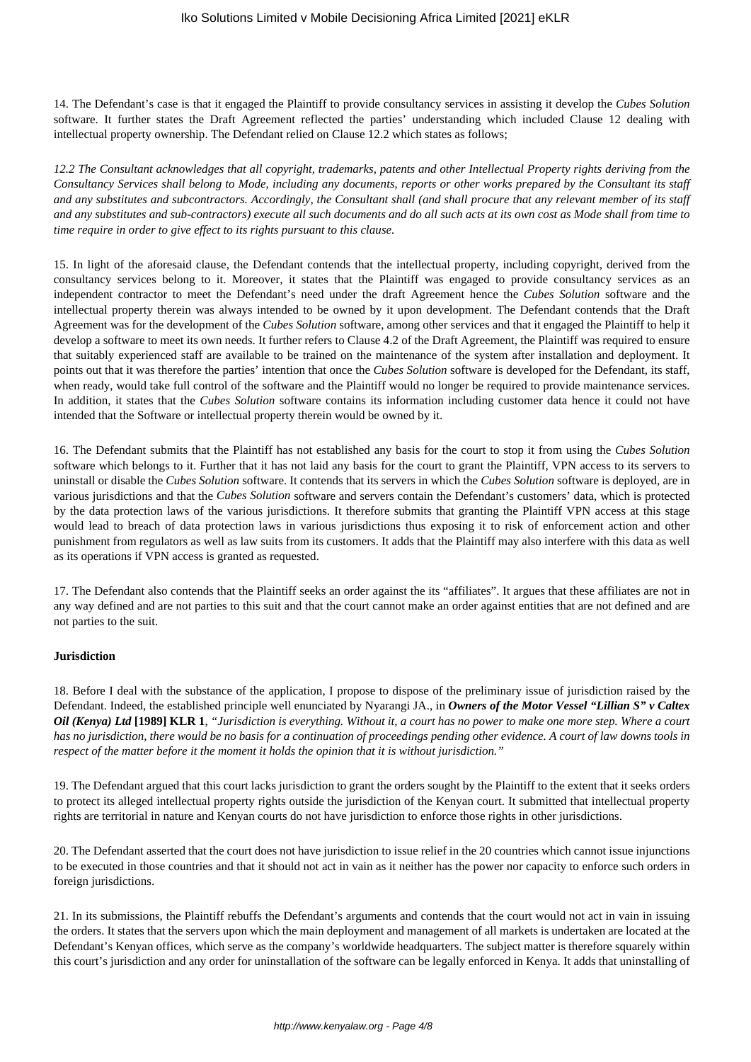14. The Defendant's case is that it engaged the Plaintiff to provide consultancy services in assisting it develop the *Cubes Solution* software. It further states the Draft Agreement reflected the parties' understanding which included Clause 12 dealing with intellectual property ownership. The Defendant relied on Clause 12.2 which states as follows;

*12.2 The Consultant acknowledges that all copyright, trademarks, patents and other Intellectual Property rights deriving from the Consultancy Services shall belong to Mode, including any documents, reports or other works prepared by the Consultant its staff and any substitutes and subcontractors. Accordingly, the Consultant shall (and shall procure that any relevant member of its staff and any substitutes and sub-contractors) execute all such documents and do all such acts at its own cost as Mode shall from time to time require in order to give effect to its rights pursuant to this clause.*

15. In light of the aforesaid clause, the Defendant contends that the intellectual property, including copyright, derived from the consultancy services belong to it. Moreover, it states that the Plaintiff was engaged to provide consultancy services as an independent contractor to meet the Defendant's need under the draft Agreement hence the *Cubes Solution* software and the intellectual property therein was always intended to be owned by it upon development. The Defendant contends that the Draft Agreement was for the development of the *Cubes Solution* software, among other services and that it engaged the Plaintiff to help it develop a software to meet its own needs. It further refers to Clause 4.2 of the Draft Agreement, the Plaintiff was required to ensure that suitably experienced staff are available to be trained on the maintenance of the system after installation and deployment. It points out that it was therefore the parties' intention that once the *Cubes Solution* software is developed for the Defendant, its staff, when ready, would take full control of the software and the Plaintiff would no longer be required to provide maintenance services. In addition, it states that the *Cubes Solution* software contains its information including customer data hence it could not have intended that the Software or intellectual property therein would be owned by it.

16. The Defendant submits that the Plaintiff has not established any basis for the court to stop it from using the *Cubes Solution* software which belongs to it. Further that it has not laid any basis for the court to grant the Plaintiff, VPN access to its servers to uninstall or disable the *Cubes Solution* software. It contends that its servers in which the *Cubes Solution* software is deployed, are in various jurisdictions and that the *Cubes Solution* software and servers contain the Defendant's customers' data, which is protected by the data protection laws of the various jurisdictions. It therefore submits that granting the Plaintiff VPN access at this stage would lead to breach of data protection laws in various jurisdictions thus exposing it to risk of enforcement action and other punishment from regulators as well as law suits from its customers. It adds that the Plaintiff may also interfere with this data as well as its operations if VPN access is granted as requested.

17. The Defendant also contends that the Plaintiff seeks an order against the its "affiliates". It argues that these affiliates are not in any way defined and are not parties to this suit and that the court cannot make an order against entities that are not defined and are not parties to the suit.

**Jurisdiction**

18. Before I deal with the substance of the application, I propose to dispose of the preliminary issue of jurisdiction raised by the Defendant. Indeed, the established principle well enunciated by Nyarangi JA., in ***Owners of the Motor Vessel "Lillian S" v Caltex Oil (Kenya) Ltd* [1989] KLR 1**, *"Jurisdiction is everything. Without it, a court has no power to make one more step. Where a court has no jurisdiction, there would be no basis for a continuation of proceedings pending other evidence. A court of law downs tools in respect of the matter before it the moment it holds the opinion that it is without jurisdiction."*

19. The Defendant argued that this court lacks jurisdiction to grant the orders sought by the Plaintiff to the extent that it seeks orders to protect its alleged intellectual property rights outside the jurisdiction of the Kenyan court. It submitted that intellectual property rights are territorial in nature and Kenyan courts do not have jurisdiction to enforce those rights in other jurisdictions.

20. The Defendant asserted that the court does not have jurisdiction to issue relief in the 20 countries which cannot issue injunctions to be executed in those countries and that it should not act in vain as it neither has the power nor capacity to enforce such orders in foreign jurisdictions.

21. In its submissions, the Plaintiff rebuffs the Defendant's arguments and contends that the court would not act in vain in issuing the orders. It states that the servers upon which the main deployment and management of all markets is undertaken are located at the Defendant's Kenyan offices, which serve as the company's worldwide headquarters. The subject matter is therefore squarely within this court's jurisdiction and any order for uninstallation of the software can be legally enforced in Kenya. It adds that uninstalling of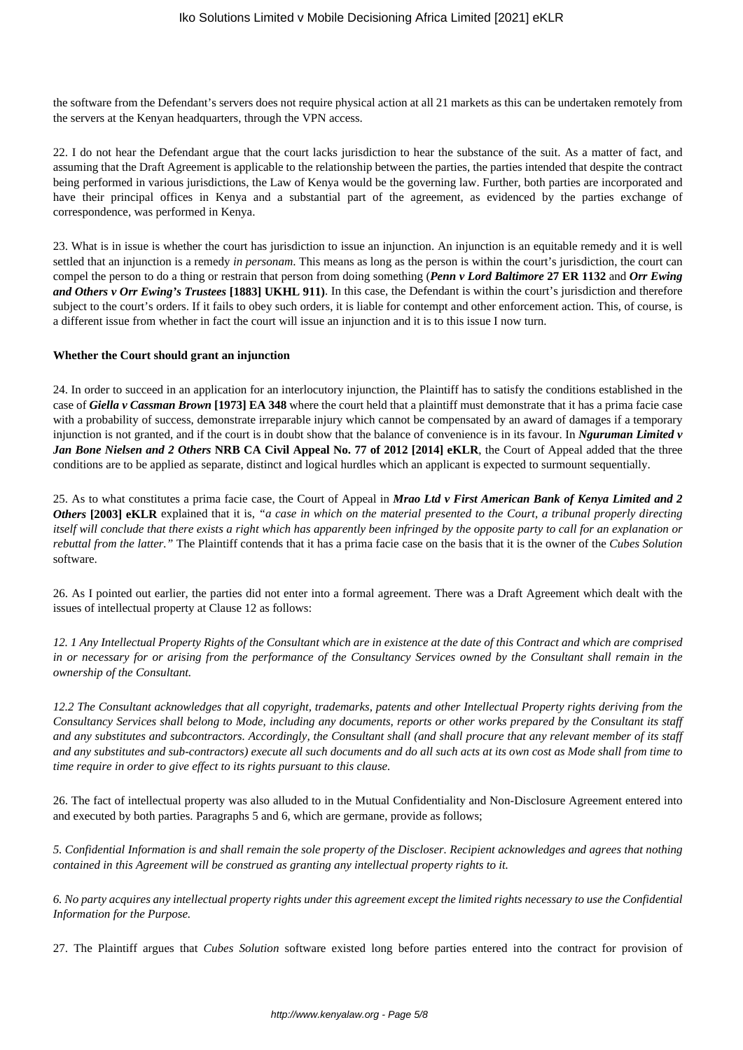the software from the Defendant's servers does not require physical action at all 21 markets as this can be undertaken remotely from the servers at the Kenyan headquarters, through the VPN access.

22. I do not hear the Defendant argue that the court lacks jurisdiction to hear the substance of the suit. As a matter of fact, and assuming that the Draft Agreement is applicable to the relationship between the parties, the parties intended that despite the contract being performed in various jurisdictions, the Law of Kenya would be the governing law. Further, both parties are incorporated and have their principal offices in Kenya and a substantial part of the agreement, as evidenced by the parties exchange of correspondence, was performed in Kenya.

23. What is in issue is whether the court has jurisdiction to issue an injunction. An injunction is an equitable remedy and it is well settled that an injunction is a remedy *in personam*. This means as long as the person is within the court's jurisdiction, the court can compel the person to do a thing or restrain that person from doing something (***Penn v Lord Baltimore* 27 ER 1132** and ***Orr Ewing and Others v Orr Ewing's Trustees* [1883] UKHL 911)**. In this case, the Defendant is within the court's jurisdiction and therefore subject to the court's orders. If it fails to obey such orders, it is liable for contempt and other enforcement action. This, of course, is a different issue from whether in fact the court will issue an injunction and it is to this issue I now turn.

**Whether the Court should grant an injunction**

24. In order to succeed in an application for an interlocutory injunction, the Plaintiff has to satisfy the conditions established in the case of ***Giella v Cassman Brown* [1973] EA 348** where the court held that a plaintiff must demonstrate that it has a prima facie case with a probability of success, demonstrate irreparable injury which cannot be compensated by an award of damages if a temporary injunction is not granted, and if the court is in doubt show that the balance of convenience is in its favour. In ***Nguruman Limited v Jan Bone Nielsen and 2 Others* NRB CA Civil Appeal No. 77 of 2012 [2014] eKLR**, the Court of Appeal added that the three conditions are to be applied as separate, distinct and logical hurdles which an applicant is expected to surmount sequentially.

25. As to what constitutes a prima facie case, the Court of Appeal in ***Mrao Ltd v First American Bank of Kenya Limited and 2 Others* [2003] eKLR** explained that it is, *"a case in which on the material presented to the Court, a tribunal properly directing itself will conclude that there exists a right which has apparently been infringed by the opposite party to call for an explanation or rebuttal from the latter."* The Plaintiff contends that it has a prima facie case on the basis that it is the owner of the *Cubes Solution* software.

26. As I pointed out earlier, the parties did not enter into a formal agreement. There was a Draft Agreement which dealt with the issues of intellectual property at Clause 12 as follows:

*12. 1 Any Intellectual Property Rights of the Consultant which are in existence at the date of this Contract and which are comprised in or necessary for or arising from the performance of the Consultancy Services owned by the Consultant shall remain in the ownership of the Consultant.*

*12.2 The Consultant acknowledges that all copyright, trademarks, patents and other Intellectual Property rights deriving from the Consultancy Services shall belong to Mode, including any documents, reports or other works prepared by the Consultant its staff and any substitutes and subcontractors. Accordingly, the Consultant shall (and shall procure that any relevant member of its staff and any substitutes and sub-contractors) execute all such documents and do all such acts at its own cost as Mode shall from time to time require in order to give effect to its rights pursuant to this clause.*

26. The fact of intellectual property was also alluded to in the Mutual Confidentiality and Non-Disclosure Agreement entered into and executed by both parties. Paragraphs 5 and 6, which are germane, provide as follows;

*5. Confidential Information is and shall remain the sole property of the Discloser. Recipient acknowledges and agrees that nothing contained in this Agreement will be construed as granting any intellectual property rights to it.*

*6. No party acquires any intellectual property rights under this agreement except the limited rights necessary to use the Confidential Information for the Purpose.*

27. The Plaintiff argues that *Cubes Solution* software existed long before parties entered into the contract for provision of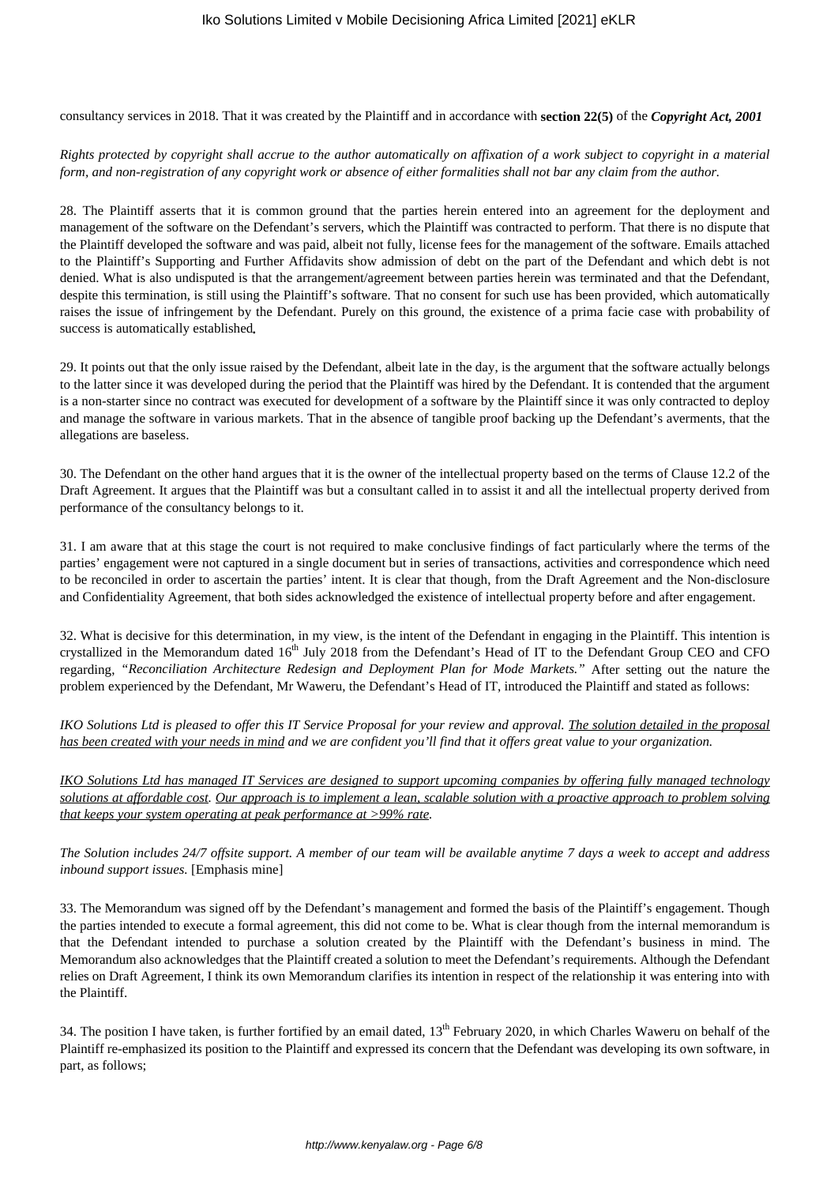consultancy services in 2018. That it was created by the Plaintiff and in accordance with **section 22(5)** of the ***Copyright Act, 2001***

*Rights protected by copyright shall accrue to the author automatically on affixation of a work subject to copyright in a material form, and non-registration of any copyright work or absence of either formalities shall not bar any claim from the author.*

28. The Plaintiff asserts that it is common ground that the parties herein entered into an agreement for the deployment and management of the software on the Defendant's servers, which the Plaintiff was contracted to perform. That there is no dispute that the Plaintiff developed the software and was paid, albeit not fully, license fees for the management of the software. Emails attached to the Plaintiff's Supporting and Further Affidavits show admission of debt on the part of the Defendant and which debt is not denied. What is also undisputed is that the arrangement/agreement between parties herein was terminated and that the Defendant, despite this termination, is still using the Plaintiff's software. That no consent for such use has been provided, which automatically raises the issue of infringement by the Defendant. Purely on this ground, the existence of a prima facie case with probability of success is automatically established**.**

29. It points out that the only issue raised by the Defendant, albeit late in the day, is the argument that the software actually belongs to the latter since it was developed during the period that the Plaintiff was hired by the Defendant. It is contended that the argument is a non-starter since no contract was executed for development of a software by the Plaintiff since it was only contracted to deploy and manage the software in various markets. That in the absence of tangible proof backing up the Defendant's averments, that the allegations are baseless.

30. The Defendant on the other hand argues that it is the owner of the intellectual property based on the terms of Clause 12.2 of the Draft Agreement. It argues that the Plaintiff was but a consultant called in to assist it and all the intellectual property derived from performance of the consultancy belongs to it.

31. I am aware that at this stage the court is not required to make conclusive findings of fact particularly where the terms of the parties' engagement were not captured in a single document but in series of transactions, activities and correspondence which need to be reconciled in order to ascertain the parties' intent. It is clear that though, from the Draft Agreement and the Non-disclosure and Confidentiality Agreement, that both sides acknowledged the existence of intellectual property before and after engagement.

32. What is decisive for this determination, in my view, is the intent of the Defendant in engaging in the Plaintiff. This intention is crystallized in the Memorandum dated 16th July 2018 from the Defendant's Head of IT to the Defendant Group CEO and CFO regarding, *"Reconciliation Architecture Redesign and Deployment Plan for Mode Markets."* After setting out the nature the problem experienced by the Defendant, Mr Waweru, the Defendant's Head of IT, introduced the Plaintiff and stated as follows:

*IKO Solutions Ltd is pleased to offer this IT Service Proposal for your review and approval. <u>The solution detailed in the proposal has been created with your needs in mind</u> and we are confident you'll find that it offers great value to your organization.*

*<u>IKO Solutions Ltd has managed IT Services are designed to support upcoming companies by offering fully managed technology solutions at affordable cost</u>. <u>Our approach is to implement a lean, scalable solution with a proactive approach to problem solving that keeps your system operating at peak performance at >99% rate</u>.*

*The Solution includes 24/7 offsite support. A member of our team will be available anytime 7 days a week to accept and address inbound support issues.* [Emphasis mine]

33. The Memorandum was signed off by the Defendant's management and formed the basis of the Plaintiff's engagement. Though the parties intended to execute a formal agreement, this did not come to be. What is clear though from the internal memorandum is that the Defendant intended to purchase a solution created by the Plaintiff with the Defendant's business in mind. The Memorandum also acknowledges that the Plaintiff created a solution to meet the Defendant's requirements. Although the Defendant relies on Draft Agreement, I think its own Memorandum clarifies its intention in respect of the relationship it was entering into with the Plaintiff.

34. The position I have taken, is further fortified by an email dated, 13th February 2020, in which Charles Waweru on behalf of the Plaintiff re-emphasized its position to the Plaintiff and expressed its concern that the Defendant was developing its own software, in part, as follows;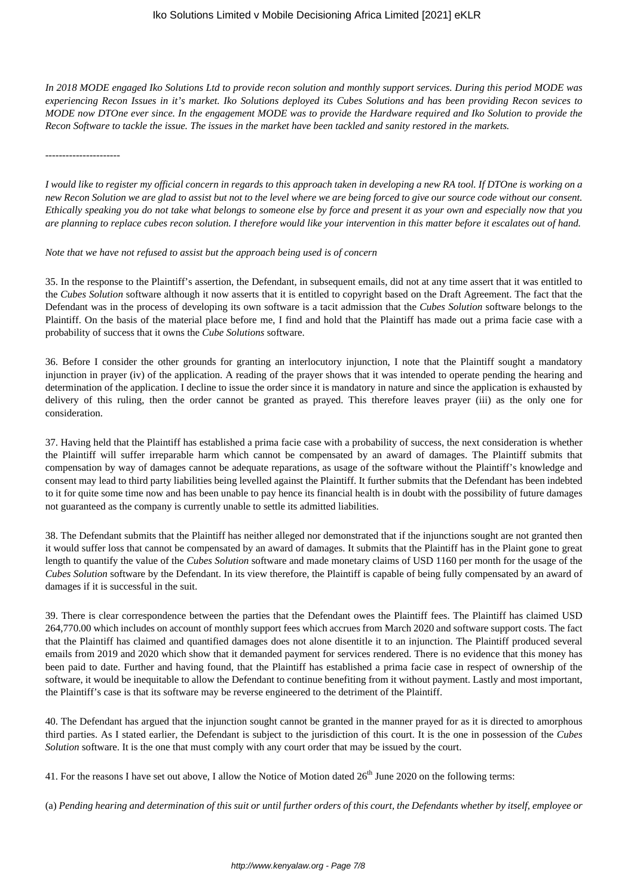*In 2018 MODE engaged Iko Solutions Ltd to provide recon solution and monthly support services. During this period MODE was experiencing Recon Issues in it's market. Iko Solutions deployed its Cubes Solutions and has been providing Recon sevices to MODE now DTOne ever since. In the engagement MODE was to provide the Hardware required and Iko Solution to provide the Recon Software to tackle the issue. The issues in the market have been tackled and sanity restored in the markets.*

---------------------

*I would like to register my official concern in regards to this approach taken in developing a new RA tool. If DTOne is working on a new Recon Solution we are glad to assist but not to the level where we are being forced to give our source code without our consent. Ethically speaking you do not take what belongs to someone else by force and present it as your own and especially now that you are planning to replace cubes recon solution. I therefore would like your intervention in this matter before it escalates out of hand.*

*Note that we have not refused to assist but the approach being used is of concern*

35. In the response to the Plaintiff's assertion, the Defendant, in subsequent emails, did not at any time assert that it was entitled to the *Cubes Solution* software although it now asserts that it is entitled to copyright based on the Draft Agreement. The fact that the Defendant was in the process of developing its own software is a tacit admission that the *Cubes Solution* software belongs to the Plaintiff. On the basis of the material place before me, I find and hold that the Plaintiff has made out a prima facie case with a probability of success that it owns the *Cube Solutions* software.

36. Before I consider the other grounds for granting an interlocutory injunction, I note that the Plaintiff sought a mandatory injunction in prayer (iv) of the application. A reading of the prayer shows that it was intended to operate pending the hearing and determination of the application. I decline to issue the order since it is mandatory in nature and since the application is exhausted by delivery of this ruling, then the order cannot be granted as prayed. This therefore leaves prayer (iii) as the only one for consideration.

37. Having held that the Plaintiff has established a prima facie case with a probability of success, the next consideration is whether the Plaintiff will suffer irreparable harm which cannot be compensated by an award of damages. The Plaintiff submits that compensation by way of damages cannot be adequate reparations, as usage of the software without the Plaintiff's knowledge and consent may lead to third party liabilities being levelled against the Plaintiff. It further submits that the Defendant has been indebted to it for quite some time now and has been unable to pay hence its financial health is in doubt with the possibility of future damages not guaranteed as the company is currently unable to settle its admitted liabilities.

38. The Defendant submits that the Plaintiff has neither alleged nor demonstrated that if the injunctions sought are not granted then it would suffer loss that cannot be compensated by an award of damages. It submits that the Plaintiff has in the Plaint gone to great length to quantify the value of the *Cubes Solution* software and made monetary claims of USD 1160 per month for the usage of the *Cubes Solution* software by the Defendant. In its view therefore, the Plaintiff is capable of being fully compensated by an award of damages if it is successful in the suit.

39. There is clear correspondence between the parties that the Defendant owes the Plaintiff fees. The Plaintiff has claimed USD 264,770.00 which includes on account of monthly support fees which accrues from March 2020 and software support costs. The fact that the Plaintiff has claimed and quantified damages does not alone disentitle it to an injunction. The Plaintiff produced several emails from 2019 and 2020 which show that it demanded payment for services rendered. There is no evidence that this money has been paid to date. Further and having found, that the Plaintiff has established a prima facie case in respect of ownership of the software, it would be inequitable to allow the Defendant to continue benefiting from it without payment. Lastly and most important, the Plaintiff's case is that its software may be reverse engineered to the detriment of the Plaintiff.

40. The Defendant has argued that the injunction sought cannot be granted in the manner prayed for as it is directed to amorphous third parties. As I stated earlier, the Defendant is subject to the jurisdiction of this court. It is the one in possession of the *Cubes Solution* software. It is the one that must comply with any court order that may be issued by the court.

41. For the reasons I have set out above, I allow the Notice of Motion dated 26th June 2020 on the following terms:

(a) *Pending hearing and determination of this suit or until further orders of this court, the Defendants whether by itself, employee or*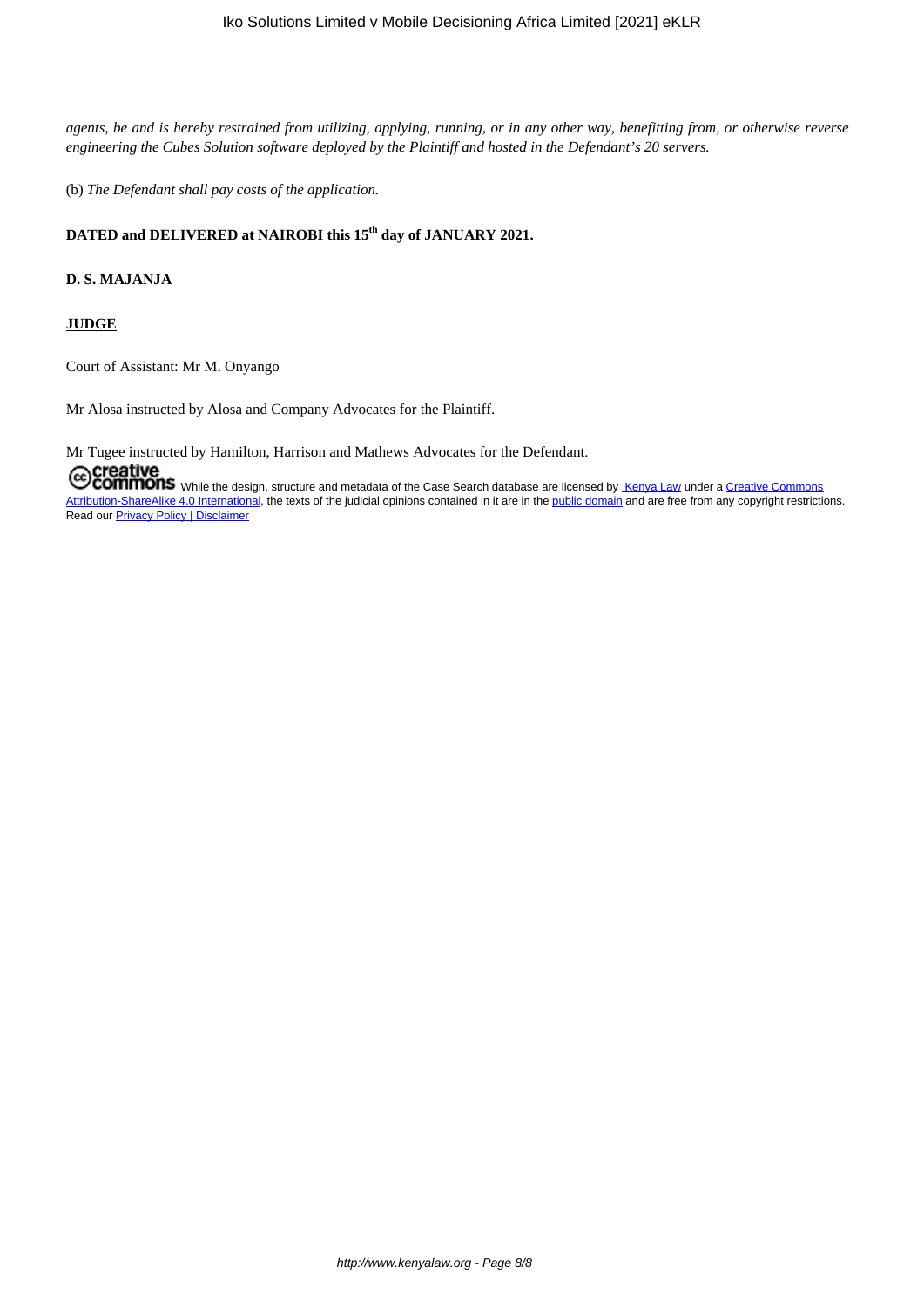*agents, be and is hereby restrained from utilizing, applying, running, or in any other way, benefitting from, or otherwise reverse engineering the Cubes Solution software deployed by the Plaintiff and hosted in the Defendant's 20 servers.*

(b) *The Defendant shall pay costs of the application.*

**DATED and DELIVERED at NAIROBI this 15th day of JANUARY 2021.**

**D. S. MAJANJA**

**JUDGE**

Court of Assistant: Mr M. Onyango

Mr Alosa instructed by Alosa and Company Advocates for the Plaintiff.

Mr Tugee instructed by Hamilton, Harrison and Mathews Advocates for the Defendant.

While the design, structure and metadata of the Case Search database are licensed by Kenya Law under a Creative Commons Attribution-ShareAlike 4.0 International, the texts of the judicial opinions contained in it are in the public domain and are free from any copyright restrictions. Read our Privacy Policy | Disclaimer